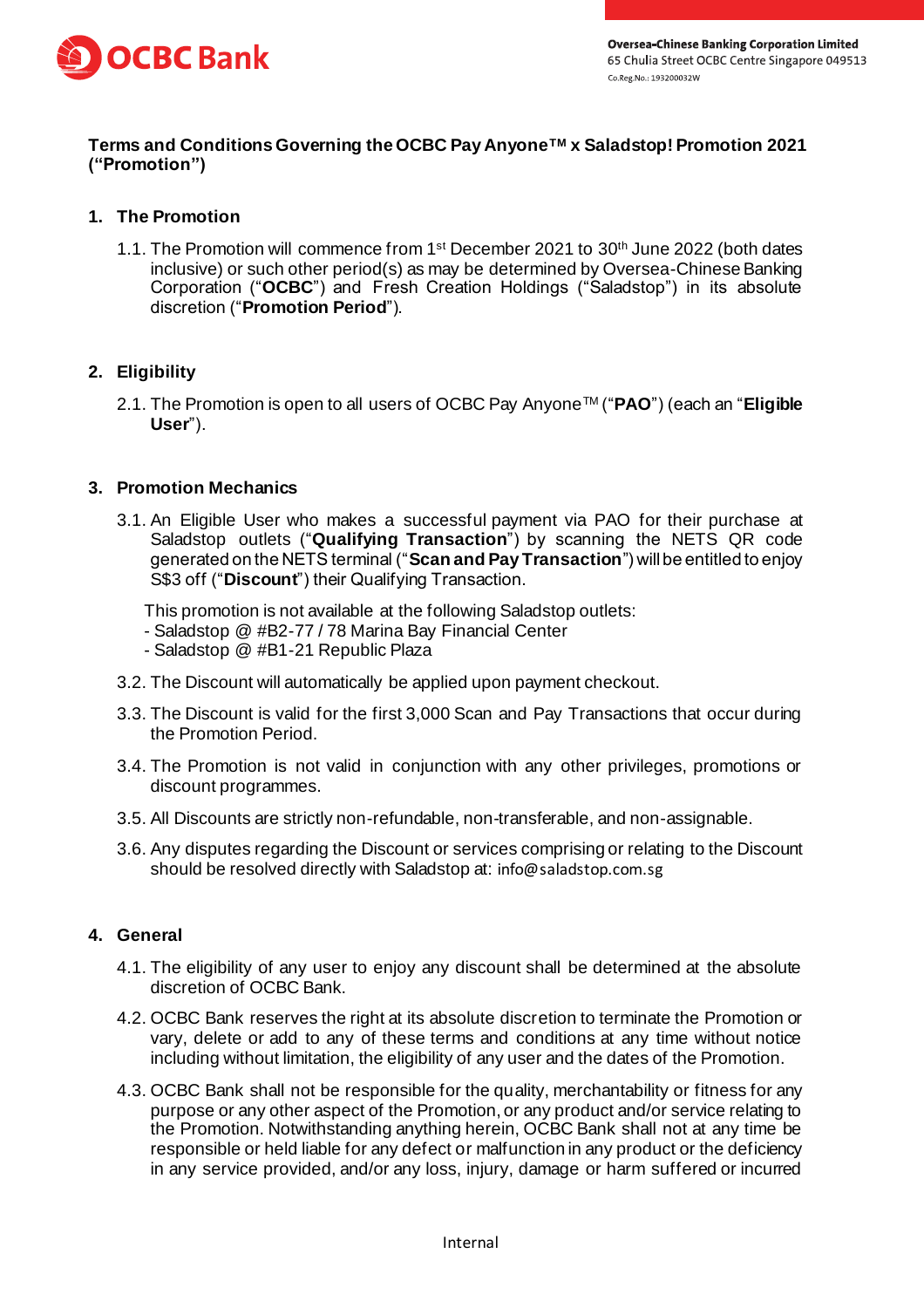**Terms and Conditions Governing the OCBC Pay Anyone™ x Saladstop! Promotion 2021 ("Promotion")**

## 1. The Promotion

1.1. The Promotion will commence from 1st December 2021 to 30th June 2022 (both dates inclusive) or such other period(s) as may be determined by Oversea-Chinese Banking Corporation ("**OCBC**") and Fresh Creation Holdings ("Saladstop") in its absolute discretion ("**Promotion Period**").

## 2. Eligibility

2.1. The Promotion is open to all users of OCBC Pay Anyone™ ("**PAO**") (each an "**Eligible User**").

## 3. Promotion Mechanics

3.1. An Eligible User who makes a successful payment via PAO for their purchase at Saladstop outlets ("**Qualifying Transaction**") by scanning the NETS QR code generated on the NETS terminal ("**Scan and Pay Transaction**") will be entitled to enjoy S$3 off ("**Discount**") their Qualifying Transaction.

This promotion is not available at the following Saladstop outlets:
- Saladstop @ #B2-77 / 78 Marina Bay Financial Center
- Saladstop @ #B1-21 Republic Plaza

3.2. The Discount will automatically be applied upon payment checkout.

3.3. The Discount is valid for the first 3,000 Scan and Pay Transactions that occur during the Promotion Period.

3.4. The Promotion is not valid in conjunction with any other privileges, promotions or discount programmes.

3.5. All Discounts are strictly non-refundable, non-transferable, and non-assignable.

3.6. Any disputes regarding the Discount or services comprising or relating to the Discount should be resolved directly with Saladstop at: info@saladstop.com.sg

## 4. General

4.1. The eligibility of any user to enjoy any discount shall be determined at the absolute discretion of OCBC Bank.

4.2. OCBC Bank reserves the right at its absolute discretion to terminate the Promotion or vary, delete or add to any of these terms and conditions at any time without notice including without limitation, the eligibility of any user and the dates of the Promotion.

4.3. OCBC Bank shall not be responsible for the quality, merchantability or fitness for any purpose or any other aspect of the Promotion, or any product and/or service relating to the Promotion. Notwithstanding anything herein, OCBC Bank shall not at any time be responsible or held liable for any defect or malfunction in any product or the deficiency in any service provided, and/or any loss, injury, damage or harm suffered or incurred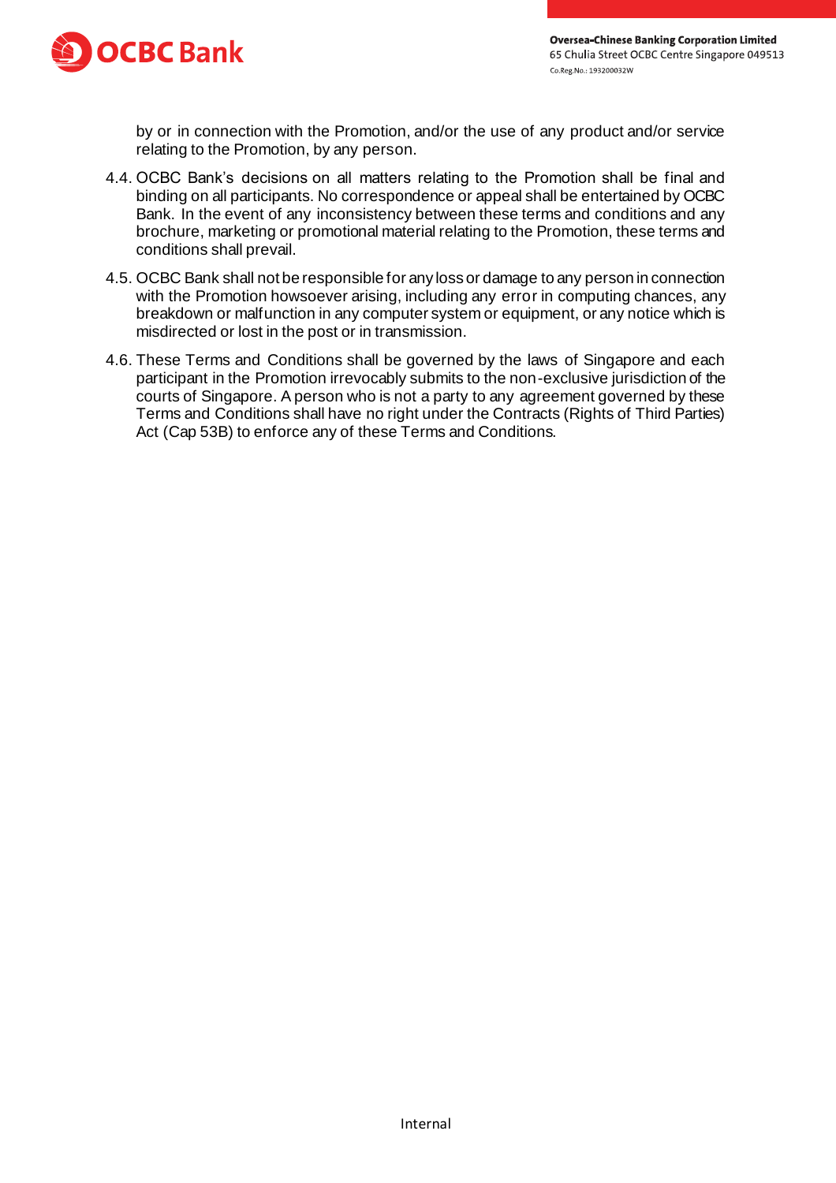by or in connection with the Promotion, and/or the use of any product and/or service relating to the Promotion, by any person.

4.4. OCBC Bank's decisions on all matters relating to the Promotion shall be final and binding on all participants. No correspondence or appeal shall be entertained by OCBC Bank. In the event of any inconsistency between these terms and conditions and any brochure, marketing or promotional material relating to the Promotion, these terms and conditions shall prevail.

4.5. OCBC Bank shall not be responsible for any loss or damage to any person in connection with the Promotion howsoever arising, including any error in computing chances, any breakdown or malfunction in any computer system or equipment, or any notice which is misdirected or lost in the post or in transmission.

4.6. These Terms and Conditions shall be governed by the laws of Singapore and each participant in the Promotion irrevocably submits to the non-exclusive jurisdiction of the courts of Singapore. A person who is not a party to any agreement governed by these Terms and Conditions shall have no right under the Contracts (Rights of Third Parties) Act (Cap 53B) to enforce any of these Terms and Conditions.